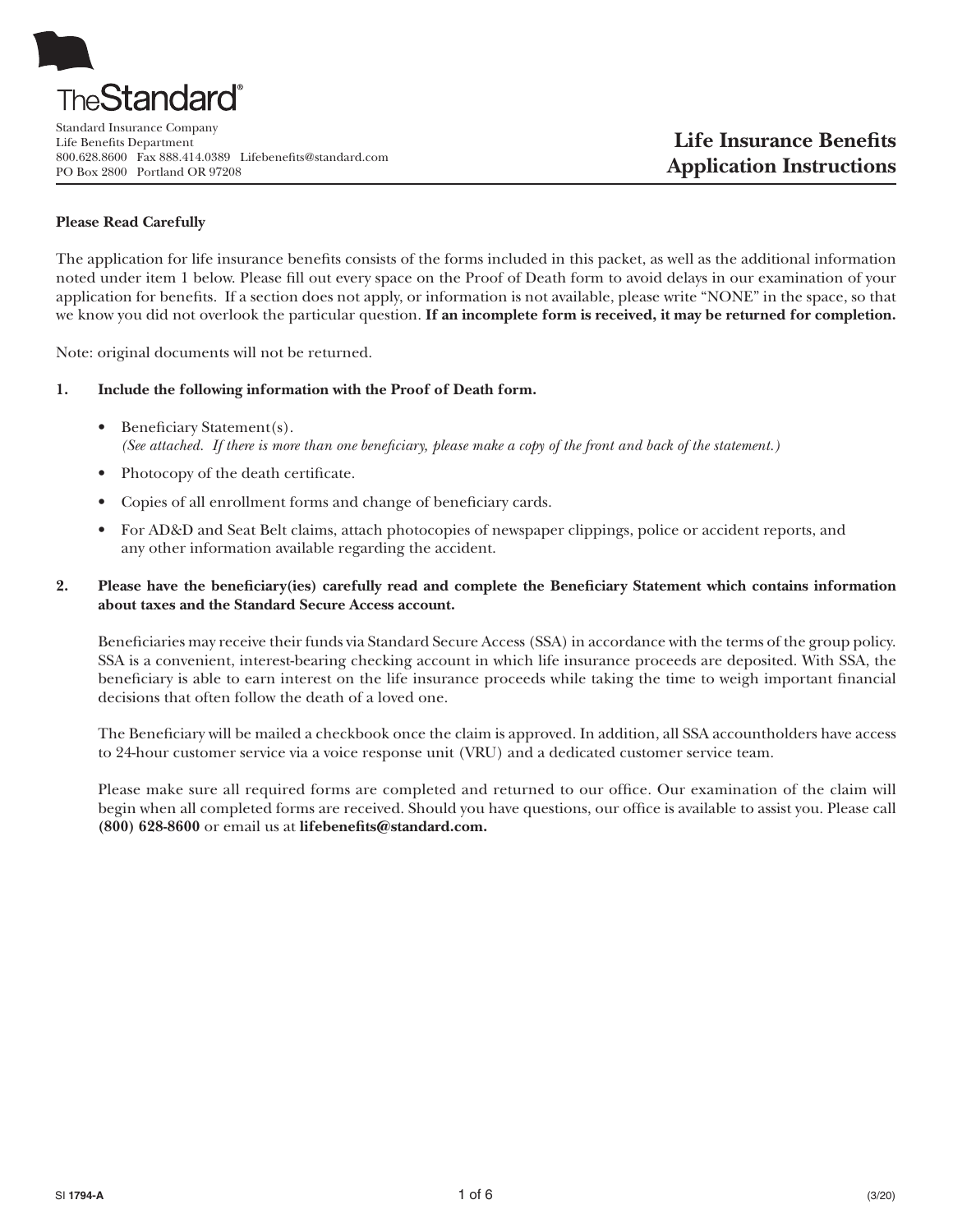The Standard®

Standard Insurance Company
Life Benefits Department
800.628.8600 Fax 888.414.0389 Lifebenefits@standard.com
PO Box 2800 Portland OR 97208

# Life Insurance Benefits Application Instructions

**Please Read Carefully**

The application for life insurance benefits consists of the forms included in this packet, as well as the additional information noted under item 1 below. Please fill out every space on the Proof of Death form to avoid delays in our examination of your application for benefits. If a section does not apply, or information is not available, please write "NONE" in the space, so that we know you did not overlook the particular question. **If an incomplete form is received, it may be returned for completion.**

Note: original documents will not be returned.

**1. Include the following information with the Proof of Death form.**

- Beneficiary Statement(s).
  *(See attached. If there is more than one beneficiary, please make a copy of the front and back of the statement.)*
- Photocopy of the death certificate.
- Copies of all enrollment forms and change of beneficiary cards.
- For AD&D and Seat Belt claims, attach photocopies of newspaper clippings, police or accident reports, and any other information available regarding the accident.

**2. Please have the beneficiary(ies) carefully read and complete the Beneficiary Statement which contains information about taxes and the Standard Secure Access account.**

Beneficiaries may receive their funds via Standard Secure Access (SSA) in accordance with the terms of the group policy. SSA is a convenient, interest-bearing checking account in which life insurance proceeds are deposited. With SSA, the beneficiary is able to earn interest on the life insurance proceeds while taking the time to weigh important financial decisions that often follow the death of a loved one.

The Beneficiary will be mailed a checkbook once the claim is approved. In addition, all SSA accountholders have access to 24-hour customer service via a voice response unit (VRU) and a dedicated customer service team.

Please make sure all required forms are completed and returned to our office. Our examination of the claim will begin when all completed forms are received. Should you have questions, our office is available to assist you. Please call **(800) 628-8600** or email us at **lifebenefits@standard.com.**

SI 1794-A (3/20)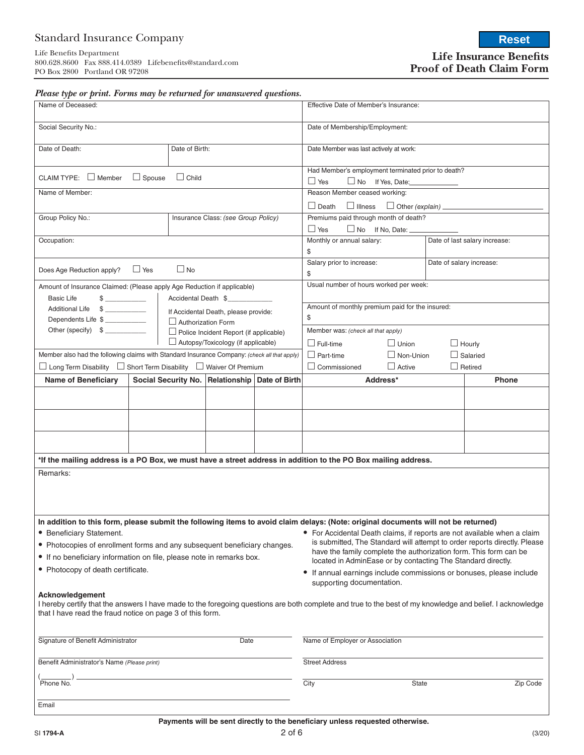Standard Insurance Company

Life Benefits Department
800.628.8600 Fax 888.414.0389 Lifebenefits@standard.com
PO Box 2800 Portland OR 97208

Reset

# Life Insurance Benefits Proof of Death Claim Form

*Please type or print. Forms may be returned for unanswered questions.*

Name of Deceased:

Effective Date of Member's Insurance:

Social Security No.:

Date of Membership/Employment:

Date of Death:

Date of Birth:

Date Member was last actively at work:

CLAIM TYPE: ☐ Member ☐ Spouse ☐ Child

Had Member's employment terminated prior to death?
☐ Yes ☐ No If Yes, Date:_____________

Name of Member:

Reason Member ceased working:
☐ Death ☐ Illness ☐ Other *(explain)* ______________________

Group Policy No.:

Insurance Class: *(see Group Policy)*

Premiums paid through month of death?
☐ Yes ☐ No If No, Date: ____________

Occupation:

Monthly or annual salary:
$

Date of last salary increase:

Does Age Reduction apply? ☐ Yes ☐ No

Salary prior to increase:
$

Date of salary increase:

Amount of Insurance Claimed: (Please apply Age Reduction if applicable)

- Basic Life $ __________
- Additional Life $ __________
- Dependents Life $ __________
- Other (specify) $ __________

Accidental Death $__________

If Accidental Death, please provide:
- ☐ Authorization Form
- ☐ Police Incident Report (if applicable)
- ☐ Autopsy/Toxicology (if applicable)

Usual number of hours worked per week:

Amount of monthly premium paid for the insured:
$

Member also had the following claims with Standard Insurance Company: *(check all that apply)*
☐ Long Term Disability ☐ Short Term Disability ☐ Waiver Of Premium

Member was: *(check all that apply)*
☐ Full-time ☐ Union ☐ Hourly
☐ Part-time ☐ Non-Union ☐ Salaried
☐ Commissioned ☐ Active ☐ Retired

| Name of Beneficiary | Social Security No. | Relationship | Date of Birth | Address* | Phone |
|---|---|---|---|---|---|
| | | | | | |
| | | | | | |
| | | | | | |

**\*If the mailing address is a PO Box, we must have a street address in addition to the PO Box mailing address.**

Remarks:

**In addition to this form, please submit the following items to avoid claim delays: (Note: original documents will not be returned)**

- Beneficiary Statement.
- Photocopies of enrollment forms and any subsequent beneficiary changes.
- If no beneficiary information on file, please note in remarks box.
- Photocopy of death certificate.
- For Accidental Death claims, if reports are not available when a claim is submitted, The Standard will attempt to order reports directly. Please have the family complete the authorization form. This form can be located in AdminEase or by contacting The Standard directly.
- If annual earnings include commissions or bonuses, please include supporting documentation.

### Acknowledgement

I hereby certify that the answers I have made to the foregoing questions are both complete and true to the best of my knowledge and belief. I acknowledge that I have read the fraud notice on page 3 of this form.

Signature of Benefit Administrator ____________ Date ____________

Name of Employer or Association ____________

Benefit Administrator's Name *(Please print)* ____________

Street Address ____________

(________) ____________
Phone No.

City ____________ State ____________ Zip Code ____________

Email ____________

**Payments will be sent directly to the beneficiary unless requested otherwise.**

SI **1794-A** (3/20)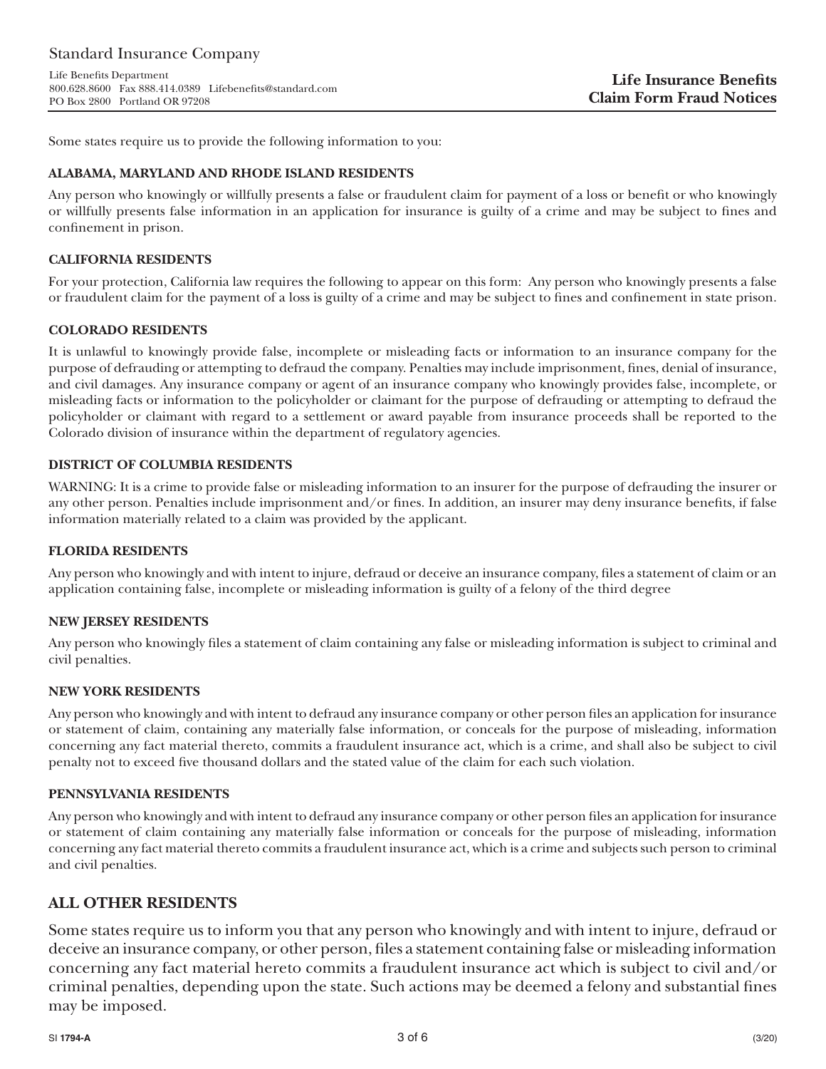Standard Insurance Company

Life Benefits Department
800.628.8600 Fax 888.414.0389 Lifebenefits@standard.com
PO Box 2800 Portland OR 97208

**Life Insurance Benefits**
**Claim Form Fraud Notices**

Some states require us to provide the following information to you:

#### ALABAMA, MARYLAND AND RHODE ISLAND RESIDENTS

Any person who knowingly or willfully presents a false or fraudulent claim for payment of a loss or benefit or who knowingly or willfully presents false information in an application for insurance is guilty of a crime and may be subject to fines and confinement in prison.

#### CALIFORNIA RESIDENTS

For your protection, California law requires the following to appear on this form: Any person who knowingly presents a false or fraudulent claim for the payment of a loss is guilty of a crime and may be subject to fines and confinement in state prison.

#### COLORADO RESIDENTS

It is unlawful to knowingly provide false, incomplete or misleading facts or information to an insurance company for the purpose of defrauding or attempting to defraud the company. Penalties may include imprisonment, fines, denial of insurance, and civil damages. Any insurance company or agent of an insurance company who knowingly provides false, incomplete, or misleading facts or information to the policyholder or claimant for the purpose of defrauding or attempting to defraud the policyholder or claimant with regard to a settlement or award payable from insurance proceeds shall be reported to the Colorado division of insurance within the department of regulatory agencies.

#### DISTRICT OF COLUMBIA RESIDENTS

WARNING: It is a crime to provide false or misleading information to an insurer for the purpose of defrauding the insurer or any other person. Penalties include imprisonment and/or fines. In addition, an insurer may deny insurance benefits, if false information materially related to a claim was provided by the applicant.

#### FLORIDA RESIDENTS

Any person who knowingly and with intent to injure, defraud or deceive an insurance company, files a statement of claim or an application containing false, incomplete or misleading information is guilty of a felony of the third degree

#### NEW JERSEY RESIDENTS

Any person who knowingly files a statement of claim containing any false or misleading information is subject to criminal and civil penalties.

#### NEW YORK RESIDENTS

Any person who knowingly and with intent to defraud any insurance company or other person files an application for insurance or statement of claim, containing any materially false information, or conceals for the purpose of misleading, information concerning any fact material thereto, commits a fraudulent insurance act, which is a crime, and shall also be subject to civil penalty not to exceed five thousand dollars and the stated value of the claim for each such violation.

#### PENNSYLVANIA RESIDENTS

Any person who knowingly and with intent to defraud any insurance company or other person files an application for insurance or statement of claim containing any materially false information or conceals for the purpose of misleading, information concerning any fact material thereto commits a fraudulent insurance act, which is a crime and subjects such person to criminal and civil penalties.

## ALL OTHER RESIDENTS

Some states require us to inform you that any person who knowingly and with intent to injure, defraud or deceive an insurance company, or other person, files a statement containing false or misleading information concerning any fact material hereto commits a fraudulent insurance act which is subject to civil and/or criminal penalties, depending upon the state. Such actions may be deemed a felony and substantial fines may be imposed.

SI **1794-A** (3/20)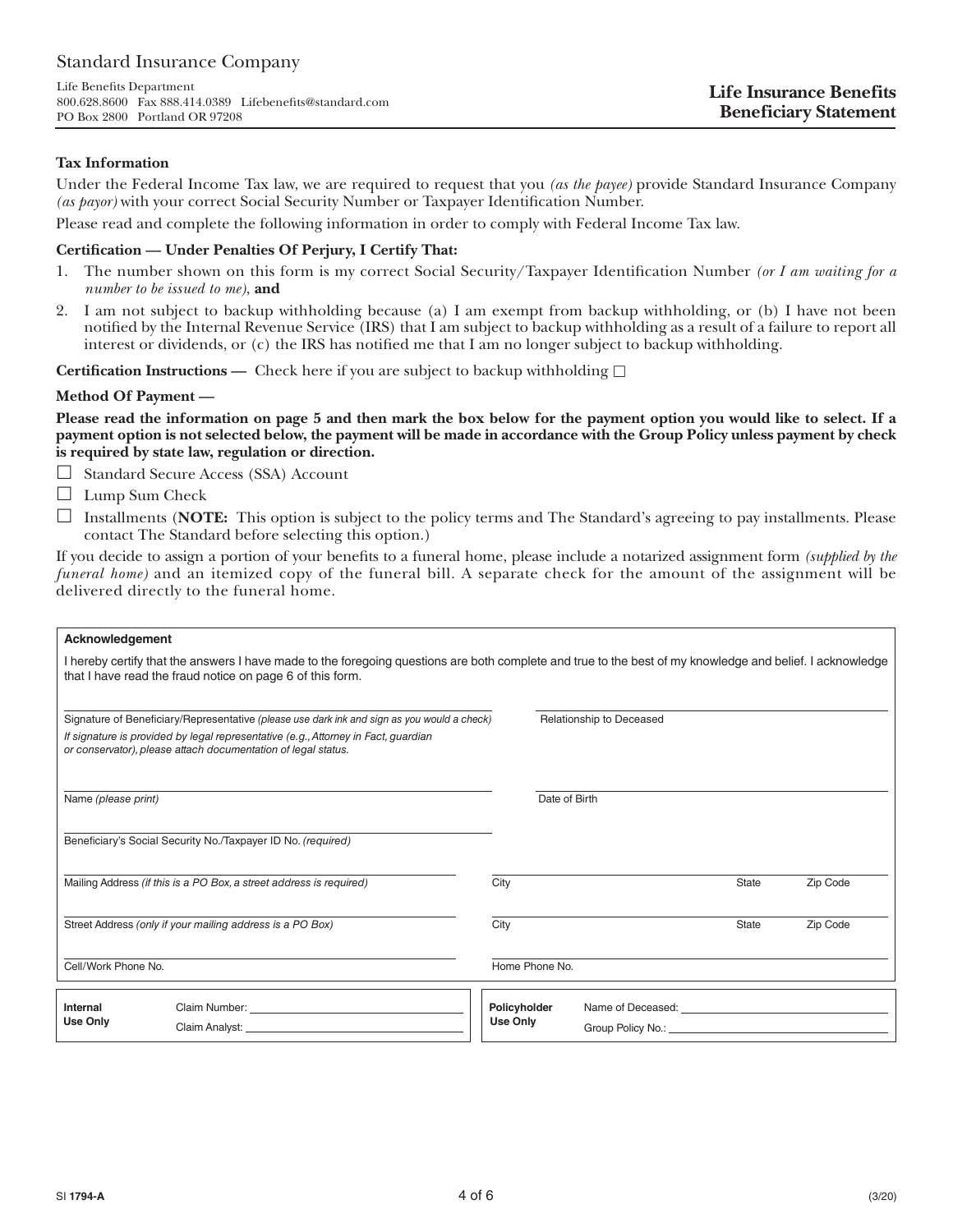Standard Insurance Company

Life Benefits Department
800.628.8600 Fax 888.414.0389 Lifebenefits@standard.com
PO Box 2800 Portland OR 97208

**Life Insurance Benefits**
**Beneficiary Statement**

### Tax Information

Under the Federal Income Tax law, we are required to request that you *(as the payee)* provide Standard Insurance Company *(as payor)* with your correct Social Security Number or Taxpayer Identification Number.

Please read and complete the following information in order to comply with Federal Income Tax law.

**Certification — Under Penalties Of Perjury, I Certify That:**

1. The number shown on this form is my correct Social Security/Taxpayer Identification Number *(or I am waiting for a number to be issued to me)*, **and**
2. I am not subject to backup withholding because (a) I am exempt from backup withholding, or (b) I have not been notified by the Internal Revenue Service (IRS) that I am subject to backup withholding as a result of a failure to report all interest or dividends, or (c) the IRS has notified me that I am no longer subject to backup withholding.

**Certification Instructions —** Check here if you are subject to backup withholding ☐

**Method Of Payment —**

**Please read the information on page 5 and then mark the box below for the payment option you would like to select. If a payment option is not selected below, the payment will be made in accordance with the Group Policy unless payment by check is required by state law, regulation or direction.**

☐ Standard Secure Access (SSA) Account

☐ Lump Sum Check

☐ Installments (**NOTE:** This option is subject to the policy terms and The Standard's agreeing to pay installments. Please contact The Standard before selecting this option.)

If you decide to assign a portion of your benefits to a funeral home, please include a notarized assignment form *(supplied by the funeral home)* and an itemized copy of the funeral bill. A separate check for the amount of the assignment will be delivered directly to the funeral home.

**Acknowledgement**

I hereby certify that the answers I have made to the foregoing questions are both complete and true to the best of my knowledge and belief. I acknowledge that I have read the fraud notice on page 6 of this form.

| | |
|---|---|
| Signature of Beneficiary/Representative *(please use dark ink and sign as you would a check)*<br>*If signature is provided by legal representative (e.g., Attorney in Fact, guardian or conservator), please attach documentation of legal status.* | Relationship to Deceased |
| Name *(please print)* | Date of Birth |
| Beneficiary's Social Security No./Taxpayer ID No. *(required)* | |

| | | | |
|---|---|---|---|
| Mailing Address *(if this is a PO Box, a street address is required)* | City | State | Zip Code |
| Street Address *(only if your mailing address is a PO Box)* | City | State | Zip Code |
| Cell/Work Phone No. | Home Phone No. | | |

| **Internal Use Only** | | **Policyholder Use Only** | |
|---|---|---|---|
| | Claim Number: | | Name of Deceased: |
| | Claim Analyst: | | Group Policy No.: |

SI **1794-A** (3/20)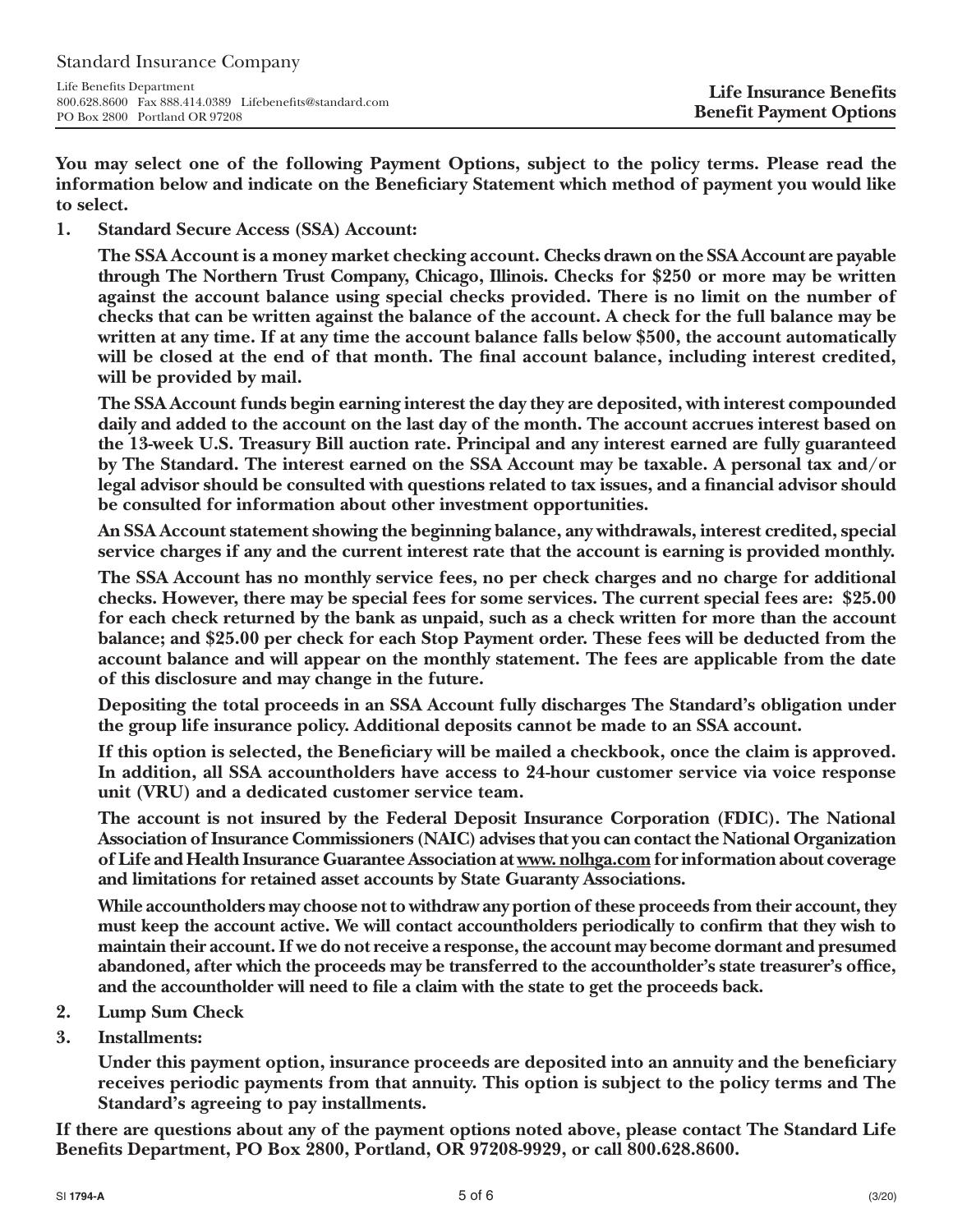Standard Insurance Company

Life Benefits Department
800.628.8600 Fax 888.414.0389 Lifebenefits@standard.com
PO Box 2800 Portland OR 97208

**Life Insurance Benefits**
**Benefit Payment Options**

**You may select one of the following Payment Options, subject to the policy terms. Please read the information below and indicate on the Beneficiary Statement which method of payment you would like to select.**

1. **Standard Secure Access (SSA) Account:**

   **The SSA Account is a money market checking account. Checks drawn on the SSA Account are payable through The Northern Trust Company, Chicago, Illinois. Checks for $250 or more may be written against the account balance using special checks provided. There is no limit on the number of checks that can be written against the balance of the account. A check for the full balance may be written at any time. If at any time the account balance falls below $500, the account automatically will be closed at the end of that month. The final account balance, including interest credited, will be provided by mail.**

   **The SSA Account funds begin earning interest the day they are deposited, with interest compounded daily and added to the account on the last day of the month. The account accrues interest based on the 13-week U.S. Treasury Bill auction rate. Principal and any interest earned are fully guaranteed by The Standard. The interest earned on the SSA Account may be taxable. A personal tax and/or legal advisor should be consulted with questions related to tax issues, and a financial advisor should be consulted for information about other investment opportunities.**

   **An SSA Account statement showing the beginning balance, any withdrawals, interest credited, special service charges if any and the current interest rate that the account is earning is provided monthly.**

   **The SSA Account has no monthly service fees, no per check charges and no charge for additional checks. However, there may be special fees for some services. The current special fees are: $25.00 for each check returned by the bank as unpaid, such as a check written for more than the account balance; and $25.00 per check for each Stop Payment order. These fees will be deducted from the account balance and will appear on the monthly statement. The fees are applicable from the date of this disclosure and may change in the future.**

   **Depositing the total proceeds in an SSA Account fully discharges The Standard's obligation under the group life insurance policy. Additional deposits cannot be made to an SSA account.**

   **If this option is selected, the Beneficiary will be mailed a checkbook, once the claim is approved. In addition, all SSA accountholders have access to 24-hour customer service via voice response unit (VRU) and a dedicated customer service team.**

   **The account is not insured by the Federal Deposit Insurance Corporation (FDIC). The National Association of Insurance Commissioners (NAIC) advises that you can contact the National Organization of Life and Health Insurance Guarantee Association at www. nolhga.com for information about coverage and limitations for retained asset accounts by State Guaranty Associations.**

   **While accountholders may choose not to withdraw any portion of these proceeds from their account, they must keep the account active. We will contact accountholders periodically to confirm that they wish to maintain their account. If we do not receive a response, the account may become dormant and presumed abandoned, after which the proceeds may be transferred to the accountholder's state treasurer's office, and the accountholder will need to file a claim with the state to get the proceeds back.**

2. **Lump Sum Check**
3. **Installments:**

   **Under this payment option, insurance proceeds are deposited into an annuity and the beneficiary receives periodic payments from that annuity. This option is subject to the policy terms and The Standard's agreeing to pay installments.**

**If there are questions about any of the payment options noted above, please contact The Standard Life Benefits Department, PO Box 2800, Portland, OR 97208-9929, or call 800.628.8600.**

SI **1794-A** (3/20)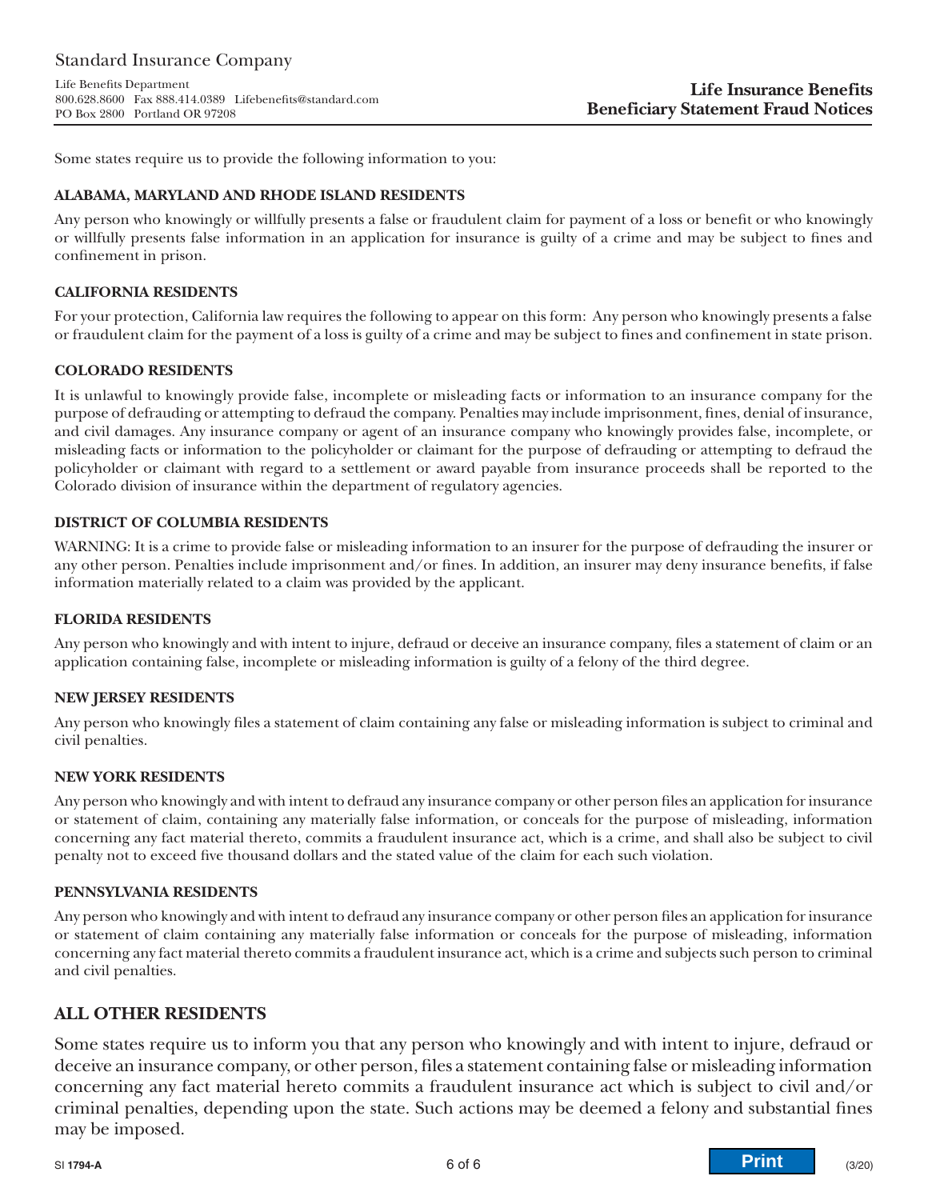Standard Insurance Company

Life Benefits Department
800.628.8600 Fax 888.414.0389 Lifebenefits@standard.com
PO Box 2800 Portland OR 97208

# Life Insurance Benefits Beneficiary Statement Fraud Notices

Some states require us to provide the following information to you:

### ALABAMA, MARYLAND AND RHODE ISLAND RESIDENTS

Any person who knowingly or willfully presents a false or fraudulent claim for payment of a loss or benefit or who knowingly or willfully presents false information in an application for insurance is guilty of a crime and may be subject to fines and confinement in prison.

### CALIFORNIA RESIDENTS

For your protection, California law requires the following to appear on this form: Any person who knowingly presents a false or fraudulent claim for the payment of a loss is guilty of a crime and may be subject to fines and confinement in state prison.

### COLORADO RESIDENTS

It is unlawful to knowingly provide false, incomplete or misleading facts or information to an insurance company for the purpose of defrauding or attempting to defraud the company. Penalties may include imprisonment, fines, denial of insurance, and civil damages. Any insurance company or agent of an insurance company who knowingly provides false, incomplete, or misleading facts or information to the policyholder or claimant for the purpose of defrauding or attempting to defraud the policyholder or claimant with regard to a settlement or award payable from insurance proceeds shall be reported to the Colorado division of insurance within the department of regulatory agencies.

### DISTRICT OF COLUMBIA RESIDENTS

WARNING: It is a crime to provide false or misleading information to an insurer for the purpose of defrauding the insurer or any other person. Penalties include imprisonment and/or fines. In addition, an insurer may deny insurance benefits, if false information materially related to a claim was provided by the applicant.

### FLORIDA RESIDENTS

Any person who knowingly and with intent to injure, defraud or deceive an insurance company, files a statement of claim or an application containing false, incomplete or misleading information is guilty of a felony of the third degree.

### NEW JERSEY RESIDENTS

Any person who knowingly files a statement of claim containing any false or misleading information is subject to criminal and civil penalties.

### NEW YORK RESIDENTS

Any person who knowingly and with intent to defraud any insurance company or other person files an application for insurance or statement of claim, containing any materially false information, or conceals for the purpose of misleading, information concerning any fact material thereto, commits a fraudulent insurance act, which is a crime, and shall also be subject to civil penalty not to exceed five thousand dollars and the stated value of the claim for each such violation.

### PENNSYLVANIA RESIDENTS

Any person who knowingly and with intent to defraud any insurance company or other person files an application for insurance or statement of claim containing any materially false information or conceals for the purpose of misleading, information concerning any fact material thereto commits a fraudulent insurance act, which is a crime and subjects such person to criminal and civil penalties.

## ALL OTHER RESIDENTS

Some states require us to inform you that any person who knowingly and with intent to injure, defraud or deceive an insurance company, or other person, files a statement containing false or misleading information concerning any fact material hereto commits a fraudulent insurance act which is subject to civil and/or criminal penalties, depending upon the state. Such actions may be deemed a felony and substantial fines may be imposed.

SI **1794-A** (3/20)